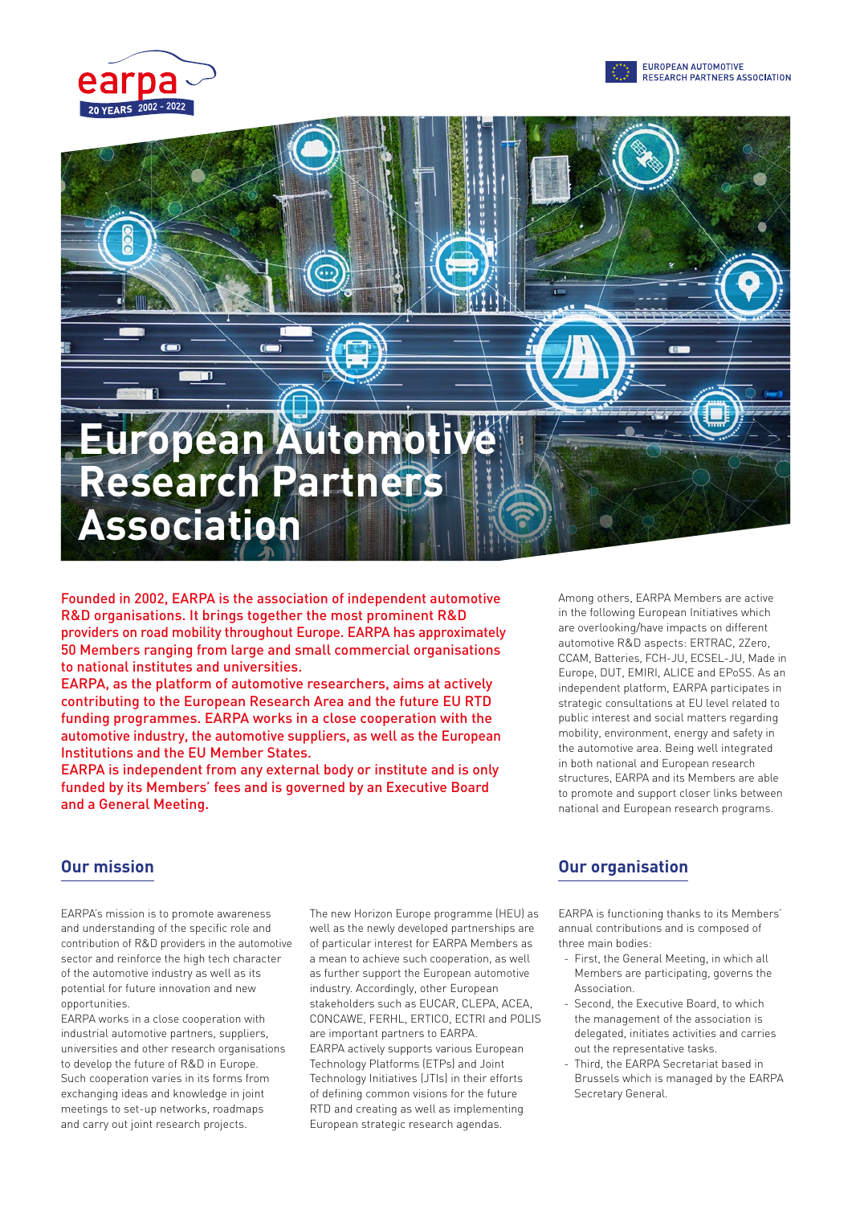earpa 20 YEARS 2002 - 2022

EUROPEAN AUTOMOTIVE RESEARCH PARTNERS ASSOCIATION

# European Automotive Research Partners Association

**Founded in 2002, EARPA is the association of independent automotive R&D organisations. It brings together the most prominent R&D providers on road mobility throughout Europe. EARPA has approximately 50 Members ranging from large and small commercial organisations to national institutes and universities.**

**EARPA, as the platform of automotive researchers, aims at actively contributing to the European Research Area and the future EU RTD funding programmes. EARPA works in a close cooperation with the automotive industry, the automotive suppliers, as well as the European Institutions and the EU Member States.**

**EARPA is independent from any external body or institute and is only funded by its Members' fees and is governed by an Executive Board and a General Meeting.**

Among others, EARPA Members are active in the following European Initiatives which are overlooking/have impacts on different automotive R&D aspects: ERTRAC, 2Zero, CCAM, Batteries, FCH-JU, ECSEL-JU, Made in Europe, DUT, EMIRI, ALICE and EPoSS. As an independent platform, EARPA participates in strategic consultations at EU level related to public interest and social matters regarding mobility, environment, energy and safety in the automotive area. Being well integrated in both national and European research structures, EARPA and its Members are able to promote and support closer links between national and European research programs.

## Our mission

EARPA's mission is to promote awareness and understanding of the specific role and contribution of R&D providers in the automotive sector and reinforce the high tech character of the automotive industry as well as its potential for future innovation and new opportunities.

EARPA works in a close cooperation with industrial automotive partners, suppliers, universities and other research organisations to develop the future of R&D in Europe. Such cooperation varies in its forms from exchanging ideas and knowledge in joint meetings to set-up networks, roadmaps and carry out joint research projects.

The new Horizon Europe programme (HEU) as well as the newly developed partnerships are of particular interest for EARPA Members as a mean to achieve such cooperation, as well as further support the European automotive industry. Accordingly, other European stakeholders such as EUCAR, CLEPA, ACEA, CONCAWE, FERHL, ERTICO, ECTRI and POLIS are important partners to EARPA.

EARPA actively supports various European Technology Platforms (ETPs) and Joint Technology Initiatives (JTIs) in their efforts of defining common visions for the future RTD and creating as well as implementing European strategic research agendas.

## Our organisation

EARPA is functioning thanks to its Members' annual contributions and is composed of three main bodies:

- First, the General Meeting, in which all Members are participating, governs the Association.
- Second, the Executive Board, to which the management of the association is delegated, initiates activities and carries out the representative tasks.
- Third, the EARPA Secretariat based in Brussels which is managed by the EARPA Secretary General.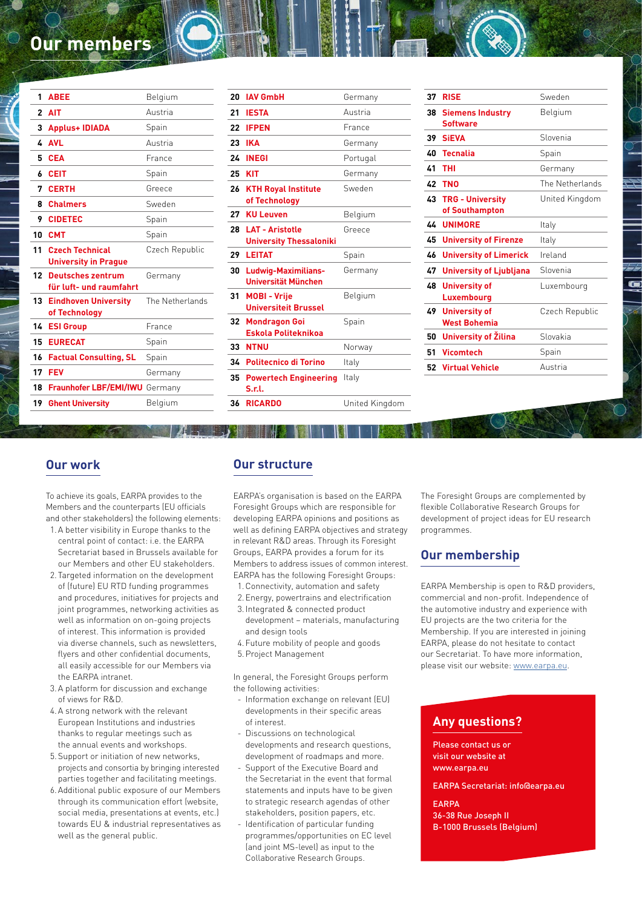# Our members

| | | |
|---|---|---|
| 1 | ABEE | Belgium |
| 2 | AIT | Austria |
| 3 | Applus+ IDIADA | Spain |
| 4 | AVL | Austria |
| 5 | CEA | France |
| 6 | CEIT | Spain |
| 7 | CERTH | Greece |
| 8 | Chalmers | Sweden |
| 9 | CIDETEC | Spain |
| 10 | CMT | Spain |
| 11 | Czech Technical University in Prague | Czech Republic |
| 12 | Deutsches zentrum für luft- und raumfahrt | Germany |
| 13 | Eindhoven University of Technology | The Netherlands |
| 14 | ESI Group | France |
| 15 | EURECAT | Spain |
| 16 | Factual Consulting, SL | Spain |
| 17 | FEV | Germany |
| 18 | Fraunhofer LBF/EMI/IWU | Germany |
| 19 | Ghent University | Belgium |
| 20 | IAV GmbH | Germany |
| 21 | IESTA | Austria |
| 22 | IFPEN | France |
| 23 | IKA | Germany |
| 24 | INEGI | Portugal |
| 25 | KIT | Germany |
| 26 | KTH Royal Institute of Technology | Sweden |
| 27 | KU Leuven | Belgium |
| 28 | LAT - Aristotle University Thessaloniki | Greece |
| 29 | LEITAT | Spain |
| 30 | Ludwig-Maximilians-Universität München | Germany |
| 31 | MOBI - Vrije Universiteit Brussel | Belgium |
| 32 | Mondragon Goi Eskola Politeknikoa | Spain |
| 33 | NTNU | Norway |
| 34 | Politecnico di Torino | Italy |
| 35 | Powertech Engineering S.r.l. | Italy |
| 36 | RICARDO | United Kingdom |
| 37 | RISE | Sweden |
| 38 | Siemens Industry Software | Belgium |
| 39 | SiEVA | Slovenia |
| 40 | Tecnalia | Spain |
| 41 | THI | Germany |
| 42 | TNO | The Netherlands |
| 43 | TRG - University of Southampton | United Kingdom |
| 44 | UNIMORE | Italy |
| 45 | University of Firenze | Italy |
| 46 | University of Limerick | Ireland |
| 47 | University of Ljubljana | Slovenia |
| 48 | University of Luxembourg | Luxembourg |
| 49 | University of West Bohemia | Czech Republic |
| 50 | University of Žilina | Slovakia |
| 51 | Vicomtech | Spain |
| 52 | Virtual Vehicle | Austria |

## Our work

To achieve its goals, EARPA provides to the Members and the counterparts (EU officials and other stakeholders) the following elements:

1. A better visibility in Europe thanks to the central point of contact: i.e. the EARPA Secretariat based in Brussels available for our Members and other EU stakeholders.
2. Targeted information on the development of (future) EU RTD funding programmes and procedures, initiatives for projects and joint programmes, networking activities as well as information on on-going projects of interest. This information is provided via diverse channels, such as newsletters, flyers and other confidential documents, all easily accessible for our Members via the EARPA intranet.
3. A platform for discussion and exchange of views for R&D.
4. A strong network with the relevant European Institutions and industries thanks to regular meetings such as the annual events and workshops.
5. Support or initiation of new networks, projects and consortia by bringing interested parties together and facilitating meetings.
6. Additional public exposure of our Members through its communication effort (website, social media, presentations at events, etc.) towards EU & industrial representatives as well as the general public.

## Our structure

EARPA's organisation is based on the EARPA Foresight Groups which are responsible for developing EARPA opinions and positions as well as defining EARPA objectives and strategy in relevant R&D areas. Through its Foresight Groups, EARPA provides a forum for its Members to address issues of common interest. EARPA has the following Foresight Groups:

1. Connectivity, automation and safety
2. Energy, powertrains and electrification
3. Integrated & connected product development – materials, manufacturing and design tools
4. Future mobility of people and goods
5. Project Management

In general, the Foresight Groups perform the following activities:

- Information exchange on relevant (EU) developments in their specific areas of interest.
- Discussions on technological developments and research questions, development of roadmaps and more.
- Support of the Executive Board and the Secretariat in the event that formal statements and inputs have to be given to strategic research agendas of other stakeholders, position papers, etc.
- Identification of particular funding programmes/opportunities on EC level (and joint MS-level) as input to the Collaborative Research Groups.

The Foresight Groups are complemented by flexible Collaborative Research Groups for development of project ideas for EU research programmes.

## Our membership

EARPA Membership is open to R&D providers, commercial and non-profit. Independence of the automotive industry and experience with EU projects are the two criteria for the Membership. If you are interested in joining EARPA, please do not hesitate to contact our Secretariat. To have more information, please visit our website: www.earpa.eu.

## Any questions?

Please contact us or visit our website at www.earpa.eu

EARPA Secretariat: info@earpa.eu

EARPA
36-38 Rue Joseph II
B-1000 Brussels (Belgium)